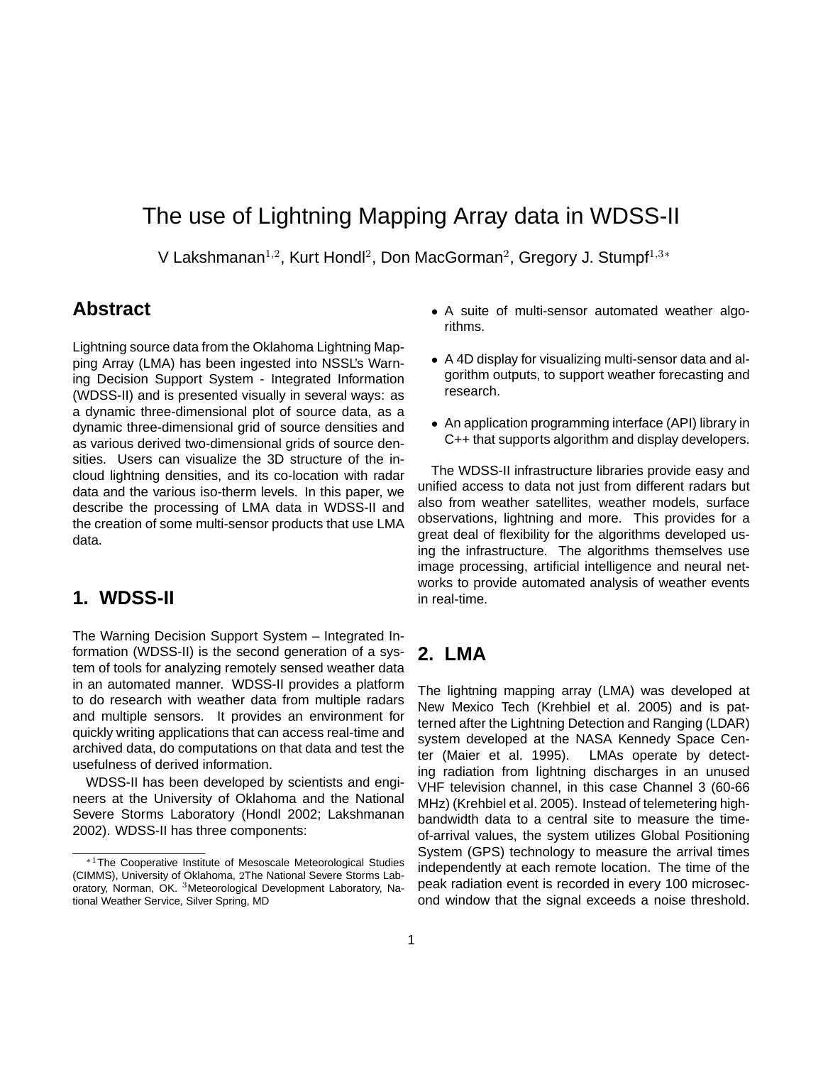# The use of Lightning Mapping Array data in WDSS-II

V Lakshmanan[1,2], Kurt Hondl[2], Don MacGorman[2], Gregory J. Stumpf[1,3*]

## Abstract

Lightning source data from the Oklahoma Lightning Mapping Array (LMA) has been ingested into NSSL's Warning Decision Support System - Integrated Information (WDSS-II) and is presented visually in several ways: as a dynamic three-dimensional plot of source data, as a dynamic three-dimensional grid of source densities and as various derived two-dimensional grids of source densities. Users can visualize the 3D structure of the in-cloud lightning densities, and its co-location with radar data and the various iso-therm levels. In this paper, we describe the processing of LMA data in WDSS-II and the creation of some multi-sensor products that use LMA data.

## 1. WDSS-II

The Warning Decision Support System – Integrated Information (WDSS-II) is the second generation of a system of tools for analyzing remotely sensed weather data in an automated manner. WDSS-II provides a platform to do research with weather data from multiple radars and multiple sensors. It provides an environment for quickly writing applications that can access real-time and archived data, do computations on that data and test the usefulness of derived information.

WDSS-II has been developed by scientists and engineers at the University of Oklahoma and the National Severe Storms Laboratory (Hondl 2002; Lakshmanan 2002). WDSS-II has three components:

- A suite of multi-sensor automated weather algorithms.
- A 4D display for visualizing multi-sensor data and algorithm outputs, to support weather forecasting and research.
- An application programming interface (API) library in C++ that supports algorithm and display developers.

The WDSS-II infrastructure libraries provide easy and unified access to data not just from different radars but also from weather satellites, weather models, surface observations, lightning and more. This provides for a great deal of flexibility for the algorithms developed using the infrastructure. The algorithms themselves use image processing, artificial intelligence and neural networks to provide automated analysis of weather events in real-time.

## 2. LMA

The lightning mapping array (LMA) was developed at New Mexico Tech (Krehbiel et al. 2005) and is patterned after the Lightning Detection and Ranging (LDAR) system developed at the NASA Kennedy Space Center (Maier et al. 1995). LMAs operate by detecting radiation from lightning discharges in an unused VHF television channel, in this case Channel 3 (60-66 MHz) (Krehbiel et al. 2005). Instead of telemetering high-bandwidth data to a central site to measure the time-of-arrival values, the system utilizes Global Positioning System (GPS) technology to measure the arrival times independently at each remote location. The time of the peak radiation event is recorded in every 100 microsecond window that the signal exceeds a noise threshold.

---

*[1] The Cooperative Institute of Mesoscale Meteorological Studies (CIMMS), University of Oklahoma, [2] The National Severe Storms Laboratory, Norman, OK. [3] Meteorological Development Laboratory, National Weather Service, Silver Spring, MD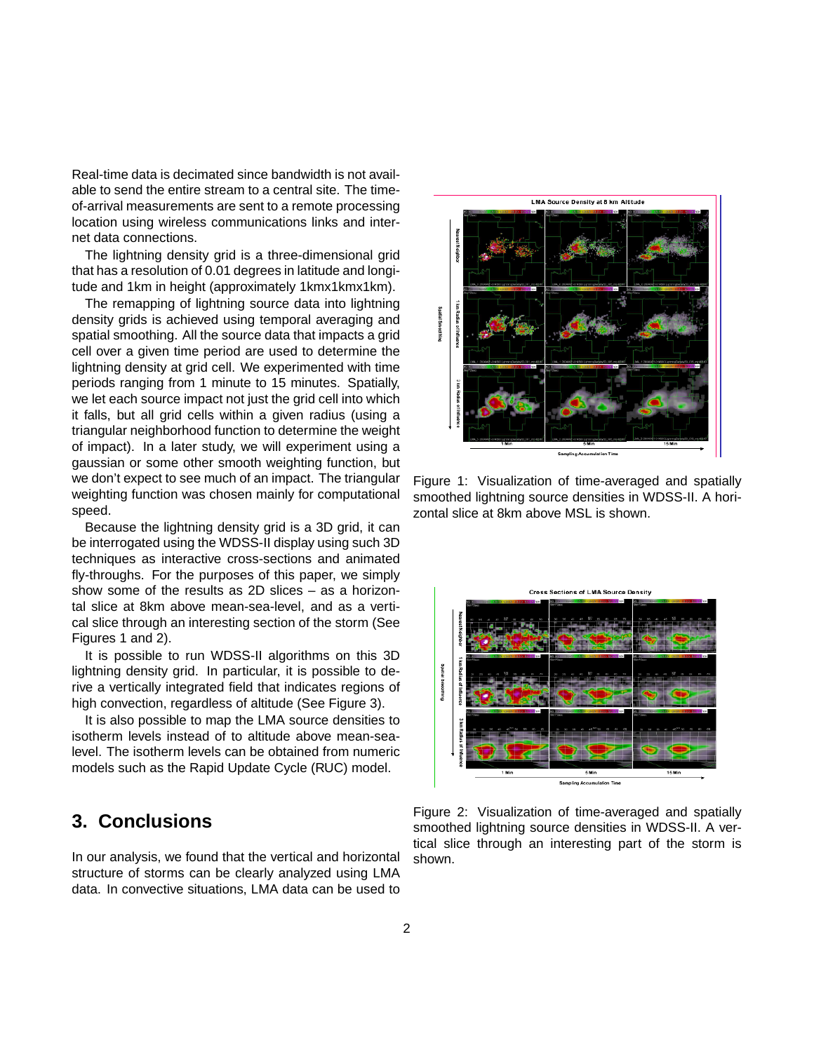Real-time data is decimated since bandwidth is not available to send the entire stream to a central site. The time-of-arrival measurements are sent to a remote processing location using wireless communications links and internet data connections.

The lightning density grid is a three-dimensional grid that has a resolution of 0.01 degrees in latitude and longitude and 1km in height (approximately 1kmx1kmx1km).

The remapping of lightning source data into lightning density grids is achieved using temporal averaging and spatial smoothing. All the source data that impacts a grid cell over a given time period are used to determine the lightning density at grid cell. We experimented with time periods ranging from 1 minute to 15 minutes. Spatially, we let each source impact not just the grid cell into which it falls, but all grid cells within a given radius (using a triangular neighborhood function to determine the weight of impact). In a later study, we will experiment using a gaussian or some other smooth weighting function, but we don't expect to see much of an impact. The triangular weighting function was chosen mainly for computational speed.

Because the lightning density grid is a 3D grid, it can be interrogated using the WDSS-II display using such 3D techniques as interactive cross-sections and animated fly-throughs. For the purposes of this paper, we simply show some of the results as 2D slices – as a horizontal slice at 8km above mean-sea-level, and as a vertical slice through an interesting section of the storm (See Figures 1 and 2).

It is possible to run WDSS-II algorithms on this 3D lightning density grid. In particular, it is possible to derive a vertically integrated field that indicates regions of high convection, regardless of altitude (See Figure 3).

It is also possible to map the LMA source densities to isotherm levels instead of to altitude above mean-sea-level. The isotherm levels can be obtained from numeric models such as the Rapid Update Cycle (RUC) model.

Figure 1: Visualization of time-averaged and spatially smoothed lightning source densities in WDSS-II. A horizontal slice at 8km above MSL is shown.

Figure 2: Visualization of time-averaged and spatially smoothed lightning source densities in WDSS-II. A vertical slice through an interesting part of the storm is shown.

## 3. Conclusions

In our analysis, we found that the vertical and horizontal structure of storms can be clearly analyzed using LMA data. In convective situations, LMA data can be used to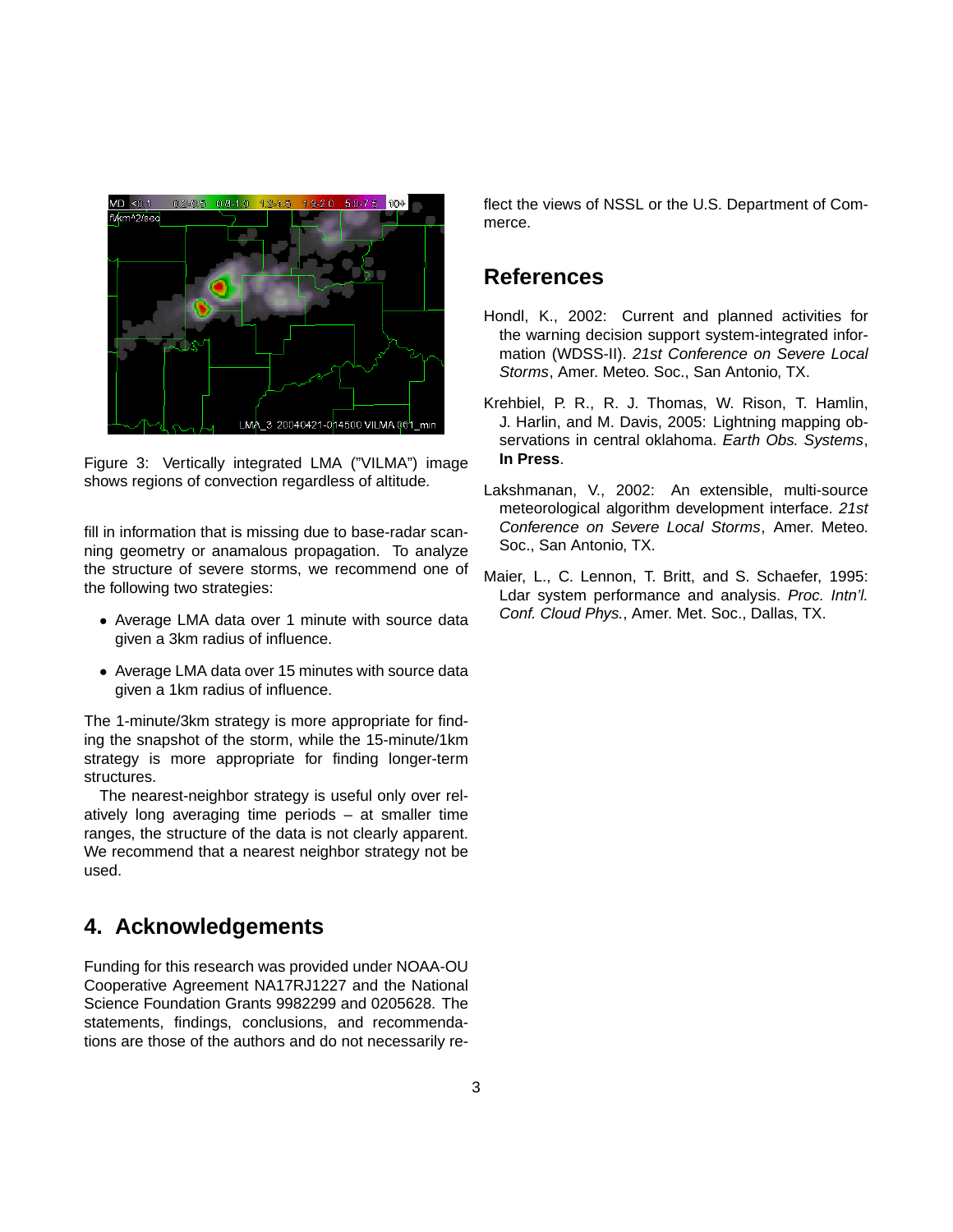MD <0.1 0.2-0.5 0.8-1.0 1.2-1.5 1.8-2.0 5.0-7.5 10+
fl/km^2/sec
LMA_3 20040421-014500 VILMA 001_min

Figure 3: Vertically integrated LMA ("VILMA") image shows regions of convection regardless of altitude.

fill in information that is missing due to base-radar scanning geometry or anamalous propagation. To analyze the structure of severe storms, we recommend one of the following two strategies:

- Average LMA data over 1 minute with source data given a 3km radius of influence.
- Average LMA data over 15 minutes with source data given a 1km radius of influence.

The 1-minute/3km strategy is more appropriate for finding the snapshot of the storm, while the 15-minute/1km strategy is more appropriate for finding longer-term structures.

The nearest-neighbor strategy is useful only over relatively long averaging time periods – at smaller time ranges, the structure of the data is not clearly apparent. We recommend that a nearest neighbor strategy not be used.

## 4. Acknowledgements

Funding for this research was provided under NOAA-OU Cooperative Agreement NA17RJ1227 and the National Science Foundation Grants 9982299 and 0205628. The statements, findings, conclusions, and recommendations are those of the authors and do not necessarily reflect the views of NSSL or the U.S. Department of Commerce.

## References

Hondl, K., 2002: Current and planned activities for the warning decision support system-integrated information (WDSS-II). *21st Conference on Severe Local Storms*, Amer. Meteo. Soc., San Antonio, TX.

Krehbiel, P. R., R. J. Thomas, W. Rison, T. Hamlin, J. Harlin, and M. Davis, 2005: Lightning mapping observations in central oklahoma. *Earth Obs. Systems*, **In Press**.

Lakshmanan, V., 2002: An extensible, multi-source meteorological algorithm development interface. *21st Conference on Severe Local Storms*, Amer. Meteo. Soc., San Antonio, TX.

Maier, L., C. Lennon, T. Britt, and S. Schaefer, 1995: Ldar system performance and analysis. *Proc. Intn'l. Conf. Cloud Phys.*, Amer. Met. Soc., Dallas, TX.